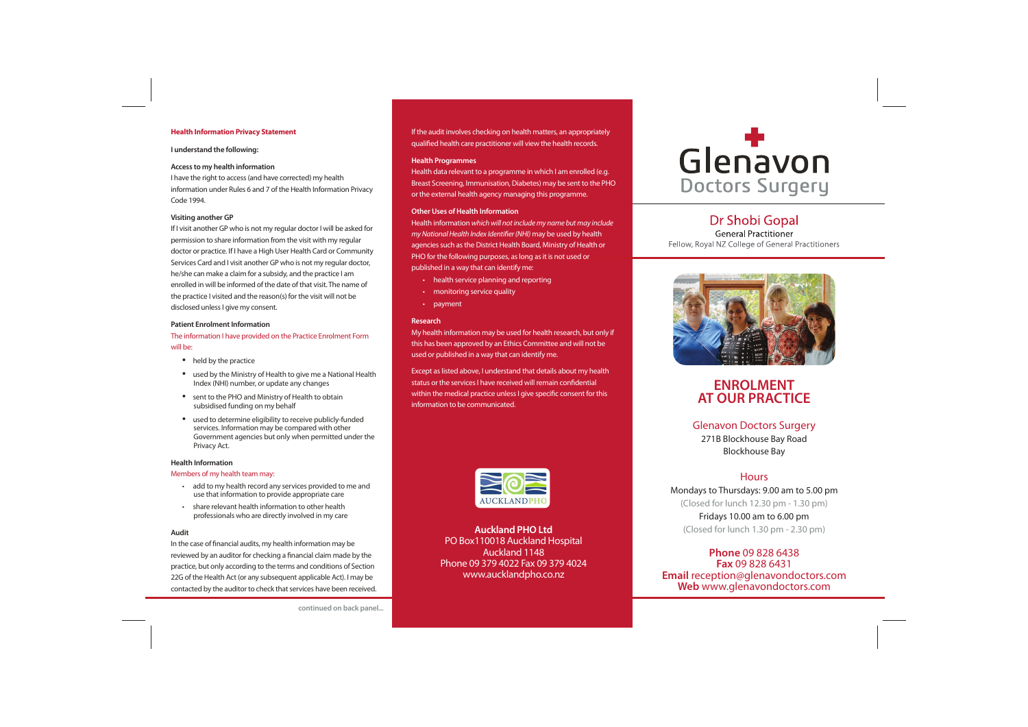## Health Information Privacy Statement

**I understand the following:**

**Access to my health information**

I have the right to access (and have corrected) my health information under Rules 6 and 7 of the Health Information Privacy Code 1994.

**Visiting another GP**

If I visit another GP who is not my regular doctor I will be asked for permission to share information from the visit with my regular doctor or practice. If I have a High User Health Card or Community Services Card and I visit another GP who is not my regular doctor, he/she can make a claim for a subsidy, and the practice I am enrolled in will be informed of the date of that visit. The name of the practice I visited and the reason(s) for the visit will not be disclosed unless I give my consent.

**Patient Enrolment Information**

The information I have provided on the Practice Enrolment Form will be:

- held by the practice
- used by the Ministry of Health to give me a National Health Index (NHI) number, or update any changes
- sent to the PHO and Ministry of Health to obtain subsidised funding on my behalf
- used to determine eligibility to receive publicly-funded services. Information may be compared with other Government agencies but only when permitted under the Privacy Act.

**Health Information**

Members of my health team may:

- add to my health record any services provided to me and use that information to provide appropriate care
- share relevant health information to other health professionals who are directly involved in my care

**Audit**

In the case of financial audits, my health information may be reviewed by an auditor for checking a financial claim made by the practice, but only according to the terms and conditions of Section 22G of the Health Act (or any subsequent applicable Act). I may be contacted by the auditor to check that services have been received.

continued on back panel...

If the audit involves checking on health matters, an appropriately qualified health care practitioner will view the health records.

**Health Programmes**

Health data relevant to a programme in which I am enrolled (e.g. Breast Screening, Immunisation, Diabetes) may be sent to the PHO or the external health agency managing this programme.

**Other Uses of Health Information**

Health information *which will not include my name but may include my National Health Index Identifier (NHI)* may be used by health agencies such as the District Health Board, Ministry of Health or PHO for the following purposes, as long as it is not used or published in a way that can identify me:

- health service planning and reporting
- monitoring service quality
- payment

**Research**

My health information may be used for health research, but only if this has been approved by an Ethics Committee and will not be used or published in a way that can identify me.

Except as listed above, I understand that details about my health status or the services I have received will remain confidential within the medical practice unless I give specific consent for this information to be communicated.

AUCKLANDPHO

**Auckland PHO Ltd**
PO Box110018 Auckland Hospital
Auckland 1148
Phone 09 379 4022 Fax 09 379 4024
www.aucklandpho.co.nz

# Glenavon Doctors Surgery

## Dr Shobi Gopal

General Practitioner
Fellow, Royal NZ College of General Practitioners

# ENROLMENT AT OUR PRACTICE

### Glenavon Doctors Surgery

271B Blockhouse Bay Road
Blockhouse Bay

### Hours

Mondays to Thursdays: 9.00 am to 5.00 pm
(Closed for lunch 12.30 pm - 1.30 pm)
Fridays 10.00 am to 6.00 pm
(Closed for lunch 1.30 pm - 2.30 pm)

**Phone** 09 828 6438
**Fax** 09 828 6431
**Email** reception@glenavondoctors.com
**Web** www.glenavondoctors.com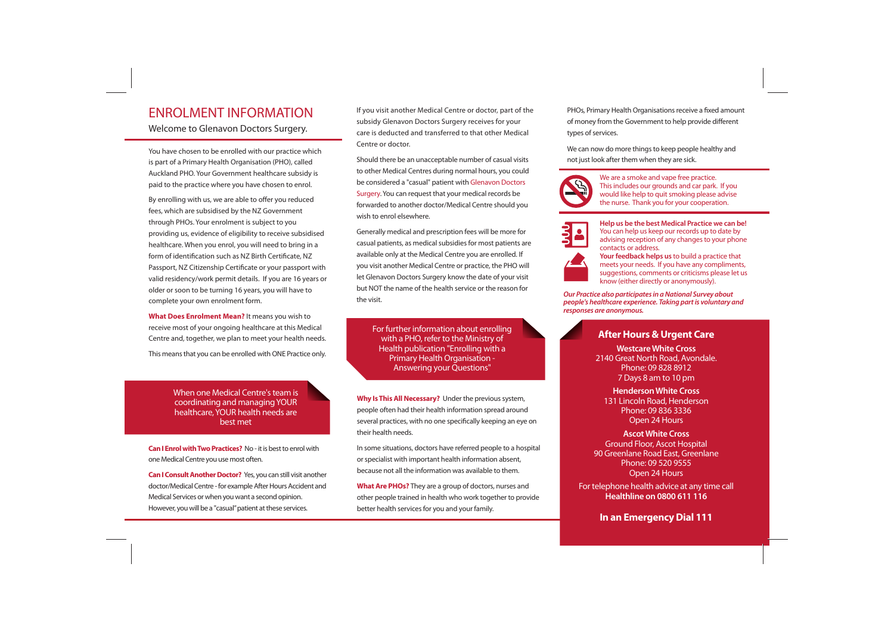# ENROLMENT INFORMATION

Welcome to Glenavon Doctors Surgery.

You have chosen to be enrolled with our practice which is part of a Primary Health Organisation (PHO), called Auckland PHO. Your Government healthcare subsidy is paid to the practice where you have chosen to enrol.

By enrolling with us, we are able to offer you reduced fees, which are subsidised by the NZ Government through PHOs. Your enrolment is subject to you providing us, evidence of eligibility to receive subsidised healthcare. When you enrol, you will need to bring in a form of identification such as NZ Birth Certificate, NZ Passport, NZ Citizenship Certificate or your passport with valid residency/work permit details. If you are 16 years or older or soon to be turning 16 years, you will have to complete your own enrolment form.

**What Does Enrolment Mean?** It means you wish to receive most of your ongoing healthcare at this Medical Centre and, together, we plan to meet your health needs.

This means that you can be enrolled with ONE Practice only.

When one Medical Centre's team is coordinating and managing YOUR healthcare, YOUR health needs are best met

**Can I Enrol with Two Practices?** No - it is best to enrol with one Medical Centre you use most often.

**Can I Consult Another Doctor?** Yes, you can still visit another doctor/Medical Centre - for example After Hours Accident and Medical Services or when you want a second opinion. However, you will be a "casual" patient at these services.

If you visit another Medical Centre or doctor, part of the subsidy Glenavon Doctors Surgery receives for your care is deducted and transferred to that other Medical Centre or doctor.

Should there be an unacceptable number of casual visits to other Medical Centres during normal hours, you could be considered a "casual" patient with Glenavon Doctors Surgery. You can request that your medical records be forwarded to another doctor/Medical Centre should you wish to enrol elsewhere.

Generally medical and prescription fees will be more for casual patients, as medical subsidies for most patients are available only at the Medical Centre you are enrolled. If you visit another Medical Centre or practice, the PHO will let Glenavon Doctors Surgery know the date of your visit but NOT the name of the health service or the reason for the visit.

For further information about enrolling with a PHO, refer to the Ministry of Health publication "Enrolling with a Primary Health Organisation - Answering your Questions"

**Why Is This All Necessary?** Under the previous system, people often had their health information spread around several practices, with no one specifically keeping an eye on their health needs.

In some situations, doctors have referred people to a hospital or specialist with important health information absent, because not all the information was available to them.

**What Are PHOs?** They are a group of doctors, nurses and other people trained in health who work together to provide better health services for you and your family.

PHOs, Primary Health Organisations receive a fixed amount of money from the Government to help provide different types of services.

We can now do more things to keep people healthy and not just look after them when they are sick.

We are a smoke and vape free practice. This includes our grounds and car park. If you would like help to quit smoking please advise the nurse. Thank you for your cooperation.

**Help us be the best Medical Practice we can be!** You can help us keep our records up to date by advising reception of any changes to your phone contacts or address.

**Your feedback helps us** to build a practice that meets your needs. If you have any compliments, suggestions, comments or criticisms please let us know (either directly or anonymously).

***Our Practice also participates in a National Survey about people's healthcare experience. Taking part is voluntary and responses are anonymous.***

## After Hours & Urgent Care

**Westcare White Cross**
2140 Great North Road, Avondale.
Phone: 09 828 8912
7 Days 8 am to 10 pm

**Henderson White Cross**
131 Lincoln Road, Henderson
Phone: 09 836 3336
Open 24 Hours

**Ascot White Cross**
Ground Floor, Ascot Hospital
90 Greenlane Road East, Greenlane
Phone: 09 520 9555
Open 24 Hours

For telephone health advice at any time call **Healthline on 0800 611 116**

**In an Emergency Dial 111**